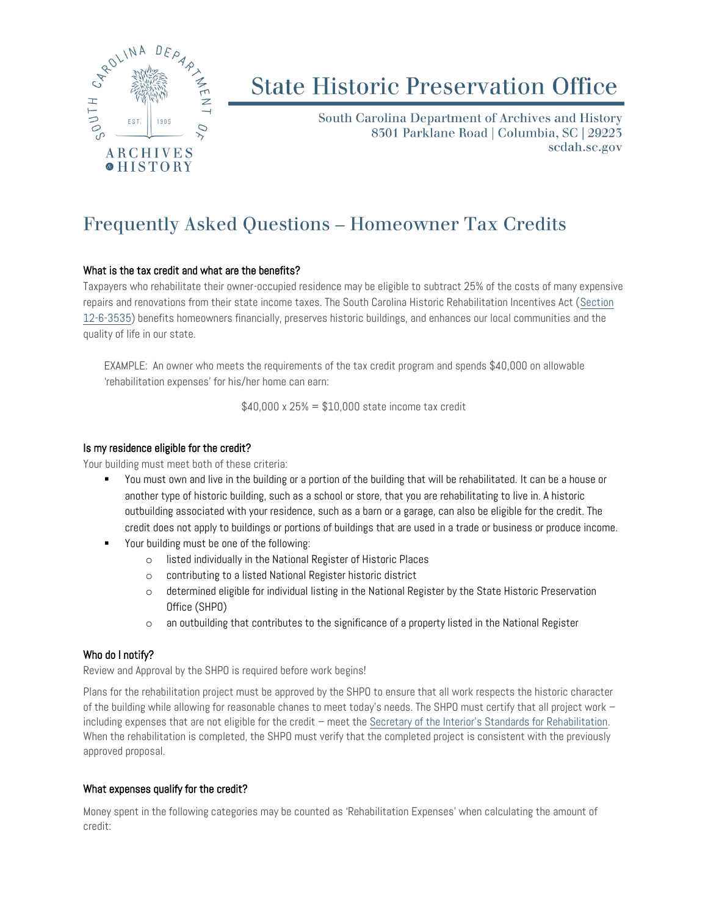# State Historic Preservation Office

South Carolina Department of Archives and History
8301 Parklane Road | Columbia, SC | 29223
scdah.sc.gov

## Frequently Asked Questions – Homeowner Tax Credits

### What is the tax credit and what are the benefits?

Taxpayers who rehabilitate their owner-occupied residence may be eligible to subtract 25% of the costs of many expensive repairs and renovations from their state income taxes. The South Carolina Historic Rehabilitation Incentives Act (Section 12-6-3535) benefits homeowners financially, preserves historic buildings, and enhances our local communities and the quality of life in our state.

> EXAMPLE: An owner who meets the requirements of the tax credit program and spends $40,000 on allowable 'rehabilitation expenses' for his/her home can earn:
>
> $40,000 x 25% = $10,000 state income tax credit

### Is my residence eligible for the credit?

Your building must meet both of these criteria:

- You must own and live in the building or a portion of the building that will be rehabilitated. It can be a house or another type of historic building, such as a school or store, that you are rehabilitating to live in. A historic outbuilding associated with your residence, such as a barn or a garage, can also be eligible for the credit. The credit does not apply to buildings or portions of buildings that are used in a trade or business or produce income.
- Your building must be one of the following:
  - listed individually in the National Register of Historic Places
  - contributing to a listed National Register historic district
  - determined eligible for individual listing in the National Register by the State Historic Preservation Office (SHPO)
  - an outbuilding that contributes to the significance of a property listed in the National Register

### Who do I notify?

Review and Approval by the SHPO is required before work begins!

Plans for the rehabilitation project must be approved by the SHPO to ensure that all work respects the historic character of the building while allowing for reasonable chanes to meet today's needs. The SHPO must certify that all project work – including expenses that are not eligible for the credit – meet the Secretary of the Interior's Standards for Rehabilitation. When the rehabilitation is completed, the SHPO must verify that the completed project is consistent with the previously approved proposal.

### What expenses qualify for the credit?

Money spent in the following categories may be counted as 'Rehabilitation Expenses' when calculating the amount of credit: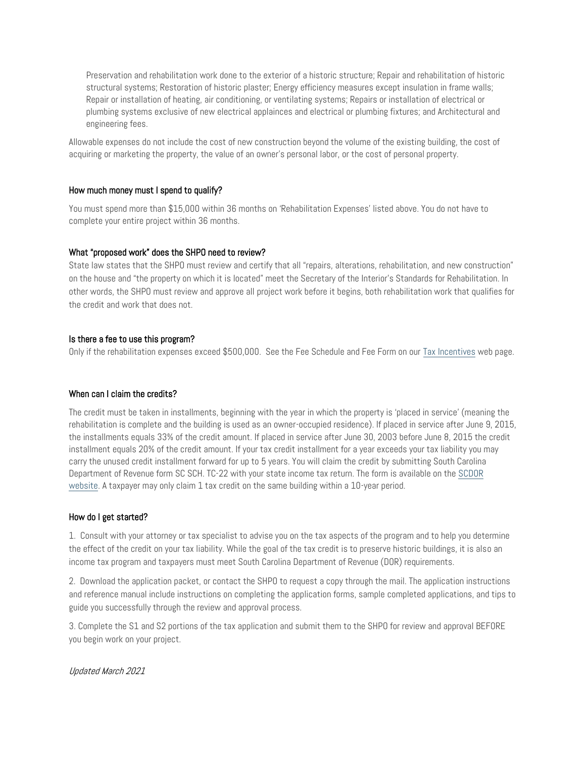Preservation and rehabilitation work done to the exterior of a historic structure; Repair and rehabilitation of historic structural systems; Restoration of historic plaster; Energy efficiency measures except insulation in frame walls; Repair or installation of heating, air conditioning, or ventilating systems; Repairs or installation of electrical or plumbing systems exclusive of new electrical applainces and electrical or plumbing fixtures; and Architectural and engineering fees.

Allowable expenses do not include the cost of new construction beyond the volume of the existing building, the cost of acquiring or marketing the property, the value of an owner's personal labor, or the cost of personal property.

### How much money must I spend to qualify?

You must spend more than $15,000 within 36 months on 'Rehabilitation Expenses' listed above. You do not have to complete your entire project within 36 months.

### What "proposed work" does the SHPO need to review?

State law states that the SHPO must review and certify that all "repairs, alterations, rehabilitation, and new construction" on the house and "the property on which it is located" meet the Secretary of the Interior's Standards for Rehabilitation. In other words, the SHPO must review and approve all project work before it begins, both rehabilitation work that qualifies for the credit and work that does not.

### Is there a fee to use this program?

Only if the rehabilitation expenses exceed $500,000. See the Fee Schedule and Fee Form on our Tax Incentives web page.

### When can I claim the credits?

The credit must be taken in installments, beginning with the year in which the property is 'placed in service' (meaning the rehabilitation is complete and the building is used as an owner-occupied residence). If placed in service after June 9, 2015, the installments equals 33% of the credit amount. If placed in service after June 30, 2003 before June 8, 2015 the credit installment equals 20% of the credit amount. If your tax credit installment for a year exceeds your tax liability you may carry the unused credit installment forward for up to 5 years. You will claim the credit by submitting South Carolina Department of Revenue form SC SCH. TC-22 with your state income tax return. The form is available on the SCDOR website. A taxpayer may only claim 1 tax credit on the same building within a 10-year period.

### How do I get started?

1. Consult with your attorney or tax specialist to advise you on the tax aspects of the program and to help you determine the effect of the credit on your tax liability. While the goal of the tax credit is to preserve historic buildings, it is also an income tax program and taxpayers must meet South Carolina Department of Revenue (DOR) requirements.

2. Download the application packet, or contact the SHPO to request a copy through the mail. The application instructions and reference manual include instructions on completing the application forms, sample completed applications, and tips to guide you successfully through the review and approval process.

3. Complete the S1 and S2 portions of the tax application and submit them to the SHPO for review and approval BEFORE you begin work on your project.

*Updated March 2021*